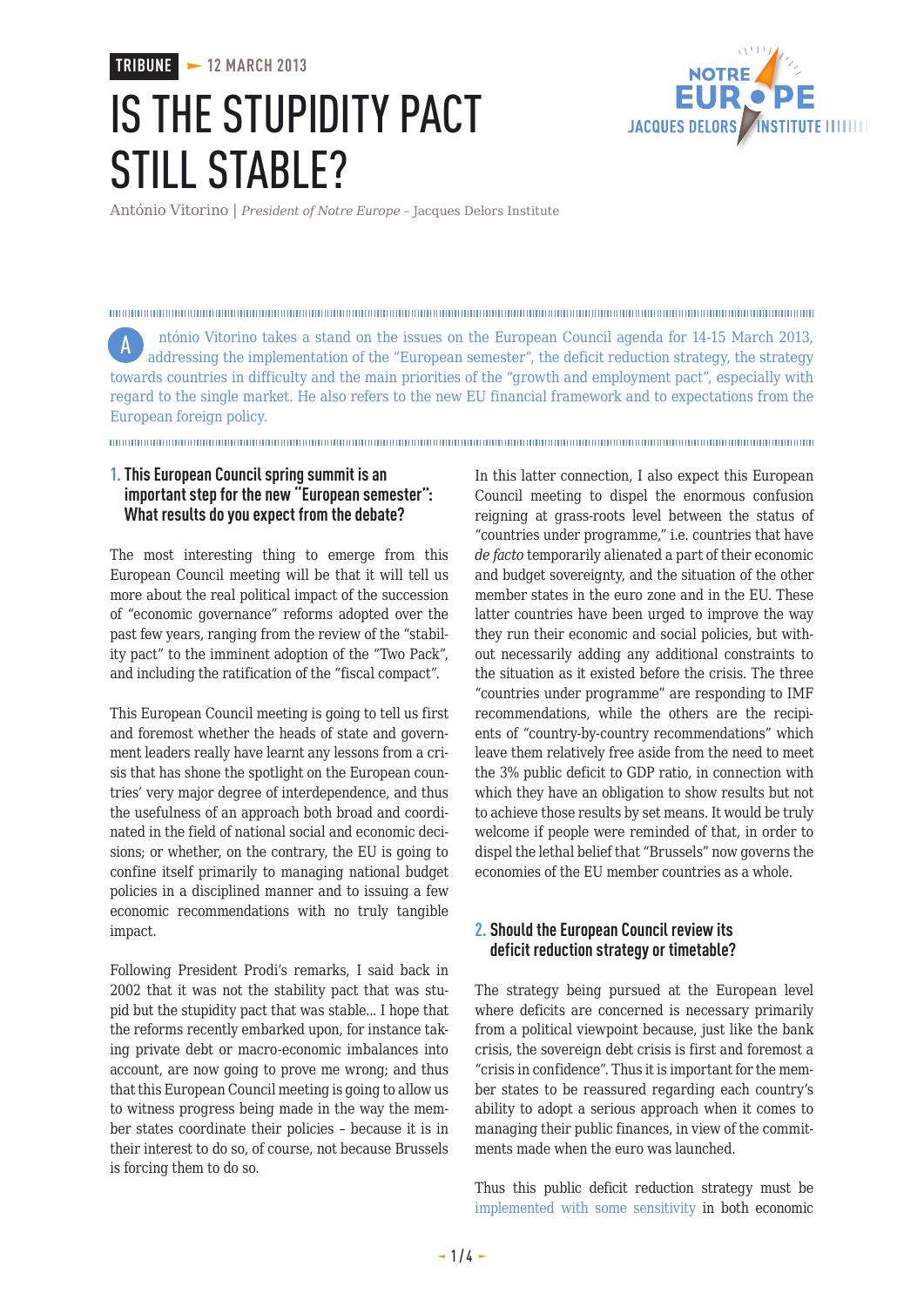**TRIBUNE** 12 MARCH 2013

# IS THE STUPIDITY PACT STILL STABLE?

António Vitorino | *President of Notre Europe* – Jacques Delors Institute

António Vitorino takes a stand on the issues on the European Council agenda for 14-15 March 2013, addressing the implementation of the "European semester", the deficit reduction strategy, the strategy towards countries in difficulty and the main priorities of the "growth and employment pact", especially with regard to the single market. He also refers to the new EU financial framework and to expectations from the European foreign policy.

## 1. This European Council spring summit is an important step for the new "European semester": What results do you expect from the debate?

The most interesting thing to emerge from this European Council meeting will be that it will tell us more about the real political impact of the succession of "economic governance" reforms adopted over the past few years, ranging from the review of the "stability pact" to the imminent adoption of the "Two Pack", and including the ratification of the "fiscal compact".

This European Council meeting is going to tell us first and foremost whether the heads of state and government leaders really have learnt any lessons from a crisis that has shone the spotlight on the European countries' very major degree of interdependence, and thus the usefulness of an approach both broad and coordinated in the field of national social and economic decisions; or whether, on the contrary, the EU is going to confine itself primarily to managing national budget policies in a disciplined manner and to issuing a few economic recommendations with no truly tangible impact.

Following President Prodi's remarks, I said back in 2002 that it was not the stability pact that was stupid but the stupidity pact that was stable... I hope that the reforms recently embarked upon, for instance taking private debt or macro-economic imbalances into account, are now going to prove me wrong; and thus that this European Council meeting is going to allow us to witness progress being made in the way the member states coordinate their policies – because it is in their interest to do so, of course, not because Brussels is forcing them to do so.

In this latter connection, I also expect this European Council meeting to dispel the enormous confusion reigning at grass-roots level between the status of "countries under programme," i.e. countries that have *de facto* temporarily alienated a part of their economic and budget sovereignty, and the situation of the other member states in the euro zone and in the EU. These latter countries have been urged to improve the way they run their economic and social policies, but without necessarily adding any additional constraints to the situation as it existed before the crisis. The three "countries under programme" are responding to IMF recommendations, while the others are the recipients of "country-by-country recommendations" which leave them relatively free aside from the need to meet the 3% public deficit to GDP ratio, in connection with which they have an obligation to show results but not to achieve those results by set means. It would be truly welcome if people were reminded of that, in order to dispel the lethal belief that "Brussels" now governs the economies of the EU member countries as a whole.

## 2. Should the European Council review its deficit reduction strategy or timetable?

The strategy being pursued at the European level where deficits are concerned is necessary primarily from a political viewpoint because, just like the bank crisis, the sovereign debt crisis is first and foremost a "crisis in confidence". Thus it is important for the member states to be reassured regarding each country's ability to adopt a serious approach when it comes to managing their public finances, in view of the commitments made when the euro was launched.

Thus this public deficit reduction strategy must be implemented with some sensitivity in both economic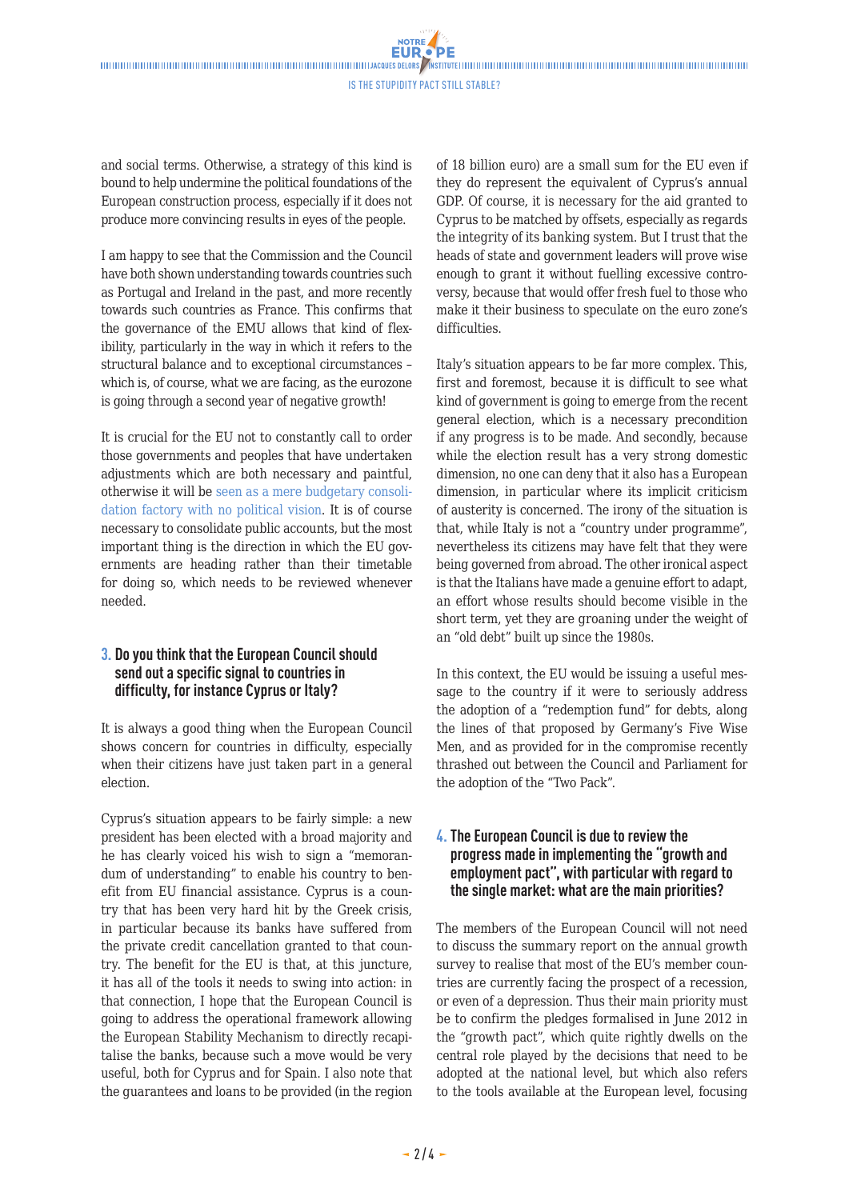and social terms. Otherwise, a strategy of this kind is bound to help undermine the political foundations of the European construction process, especially if it does not produce more convincing results in eyes of the people.

I am happy to see that the Commission and the Council have both shown understanding towards countries such as Portugal and Ireland in the past, and more recently towards such countries as France. This confirms that the governance of the EMU allows that kind of flexibility, particularly in the way in which it refers to the structural balance and to exceptional circumstances – which is, of course, what we are facing, as the eurozone is going through a second year of negative growth!

It is crucial for the EU not to constantly call to order those governments and peoples that have undertaken adjustments which are both necessary and painful, otherwise it will be seen as a mere budgetary consolidation factory with no political vision. It is of course necessary to consolidate public accounts, but the most important thing is the direction in which the EU governments are heading rather than their timetable for doing so, which needs to be reviewed whenever needed.

### 3. Do you think that the European Council should send out a specific signal to countries in difficulty, for instance Cyprus or Italy?

It is always a good thing when the European Council shows concern for countries in difficulty, especially when their citizens have just taken part in a general election.

Cyprus's situation appears to be fairly simple: a new president has been elected with a broad majority and he has clearly voiced his wish to sign a "memorandum of understanding" to enable his country to benefit from EU financial assistance. Cyprus is a country that has been very hard hit by the Greek crisis, in particular because its banks have suffered from the private credit cancellation granted to that country. The benefit for the EU is that, at this juncture, it has all of the tools it needs to swing into action: in that connection, I hope that the European Council is going to address the operational framework allowing the European Stability Mechanism to directly recapitalise the banks, because such a move would be very useful, both for Cyprus and for Spain. I also note that the guarantees and loans to be provided (in the region of 18 billion euro) are a small sum for the EU even if they do represent the equivalent of Cyprus's annual GDP. Of course, it is necessary for the aid granted to Cyprus to be matched by offsets, especially as regards the integrity of its banking system. But I trust that the heads of state and government leaders will prove wise enough to grant it without fuelling excessive controversy, because that would offer fresh fuel to those who make it their business to speculate on the euro zone's difficulties.

Italy's situation appears to be far more complex. This, first and foremost, because it is difficult to see what kind of government is going to emerge from the recent general election, which is a necessary precondition if any progress is to be made. And secondly, because while the election result has a very strong domestic dimension, no one can deny that it also has a European dimension, in particular where its implicit criticism of austerity is concerned. The irony of the situation is that, while Italy is not a "country under programme", nevertheless its citizens may have felt that they were being governed from abroad. The other ironical aspect is that the Italians have made a genuine effort to adapt, an effort whose results should become visible in the short term, yet they are groaning under the weight of an "old debt" built up since the 1980s.

In this context, the EU would be issuing a useful message to the country if it were to seriously address the adoption of a "redemption fund" for debts, along the lines of that proposed by Germany's Five Wise Men, and as provided for in the compromise recently thrashed out between the Council and Parliament for the adoption of the "Two Pack".

### 4. The European Council is due to review the progress made in implementing the "growth and employment pact", with particular with regard to the single market: what are the main priorities?

The members of the European Council will not need to discuss the summary report on the annual growth survey to realise that most of the EU's member countries are currently facing the prospect of a recession, or even of a depression. Thus their main priority must be to confirm the pledges formalised in June 2012 in the "growth pact", which quite rightly dwells on the central role played by the decisions that need to be adopted at the national level, but which also refers to the tools available at the European level, focusing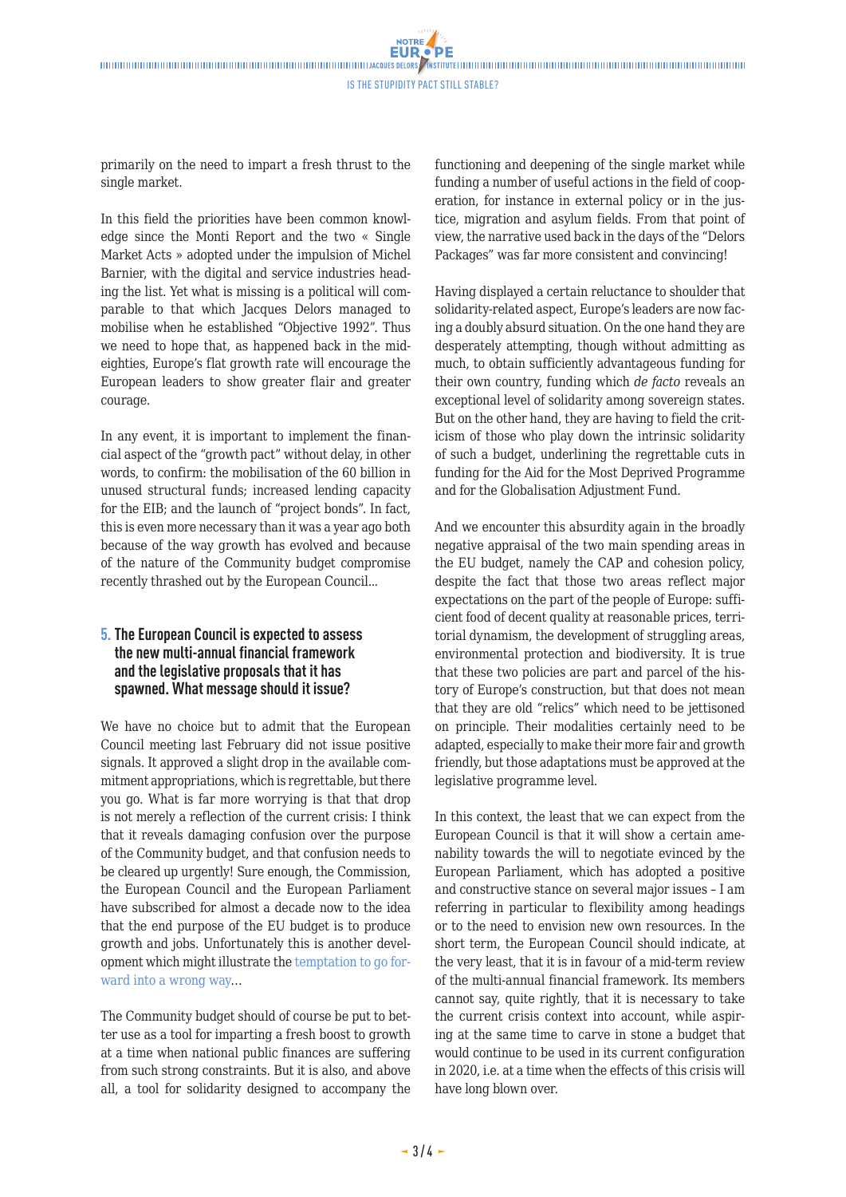primarily on the need to impart a fresh thrust to the single market.

In this field the priorities have been common knowledge since the Monti Report and the two « Single Market Acts » adopted under the impulsion of Michel Barnier, with the digital and service industries heading the list. Yet what is missing is a political will comparable to that which Jacques Delors managed to mobilise when he established "Objective 1992". Thus we need to hope that, as happened back in the mid-eighties, Europe's flat growth rate will encourage the European leaders to show greater flair and greater courage.

In any event, it is important to implement the financial aspect of the "growth pact" without delay, in other words, to confirm: the mobilisation of the 60 billion in unused structural funds; increased lending capacity for the EIB; and the launch of "project bonds". In fact, this is even more necessary than it was a year ago both because of the way growth has evolved and because of the nature of the Community budget compromise recently thrashed out by the European Council...

### 5. The European Council is expected to assess the new multi-annual financial framework and the legislative proposals that it has spawned. What message should it issue?

We have no choice but to admit that the European Council meeting last February did not issue positive signals. It approved a slight drop in the available commitment appropriations, which is regrettable, but there you go. What is far more worrying is that that drop is not merely a reflection of the current crisis: I think that it reveals damaging confusion over the purpose of the Community budget, and that confusion needs to be cleared up urgently! Sure enough, the Commission, the European Council and the European Parliament have subscribed for almost a decade now to the idea that the end purpose of the EU budget is to produce growth and jobs. Unfortunately this is another development which might illustrate the temptation to go forward into a wrong way...

The Community budget should of course be put to better use as a tool for imparting a fresh boost to growth at a time when national public finances are suffering from such strong constraints. But it is also, and above all, a tool for solidarity designed to accompany the functioning and deepening of the single market while funding a number of useful actions in the field of cooperation, for instance in external policy or in the justice, migration and asylum fields. From that point of view, the narrative used back in the days of the "Delors Packages" was far more consistent and convincing!

Having displayed a certain reluctance to shoulder that solidarity-related aspect, Europe's leaders are now facing a doubly absurd situation. On the one hand they are desperately attempting, though without admitting as much, to obtain sufficiently advantageous funding for their own country, funding which *de facto* reveals an exceptional level of solidarity among sovereign states. But on the other hand, they are having to field the criticism of those who play down the intrinsic solidarity of such a budget, underlining the regrettable cuts in funding for the Aid for the Most Deprived Programme and for the Globalisation Adjustment Fund.

And we encounter this absurdity again in the broadly negative appraisal of the two main spending areas in the EU budget, namely the CAP and cohesion policy, despite the fact that those two areas reflect major expectations on the part of the people of Europe: sufficient food of decent quality at reasonable prices, territorial dynamism, the development of struggling areas, environmental protection and biodiversity. It is true that these two policies are part and parcel of the history of Europe's construction, but that does not mean that they are old "relics" which need to be jettisoned on principle. Their modalities certainly need to be adapted, especially to make their more fair and growth friendly, but those adaptations must be approved at the legislative programme level.

In this context, the least that we can expect from the European Council is that it will show a certain amenability towards the will to negotiate evinced by the European Parliament, which has adopted a positive and constructive stance on several major issues – I am referring in particular to flexibility among headings or to the need to envision new own resources. In the short term, the European Council should indicate, at the very least, that it is in favour of a mid-term review of the multi-annual financial framework. Its members cannot say, quite rightly, that it is necessary to take the current crisis context into account, while aspiring at the same time to carve in stone a budget that would continue to be used in its current configuration in 2020, i.e. at a time when the effects of this crisis will have long blown over.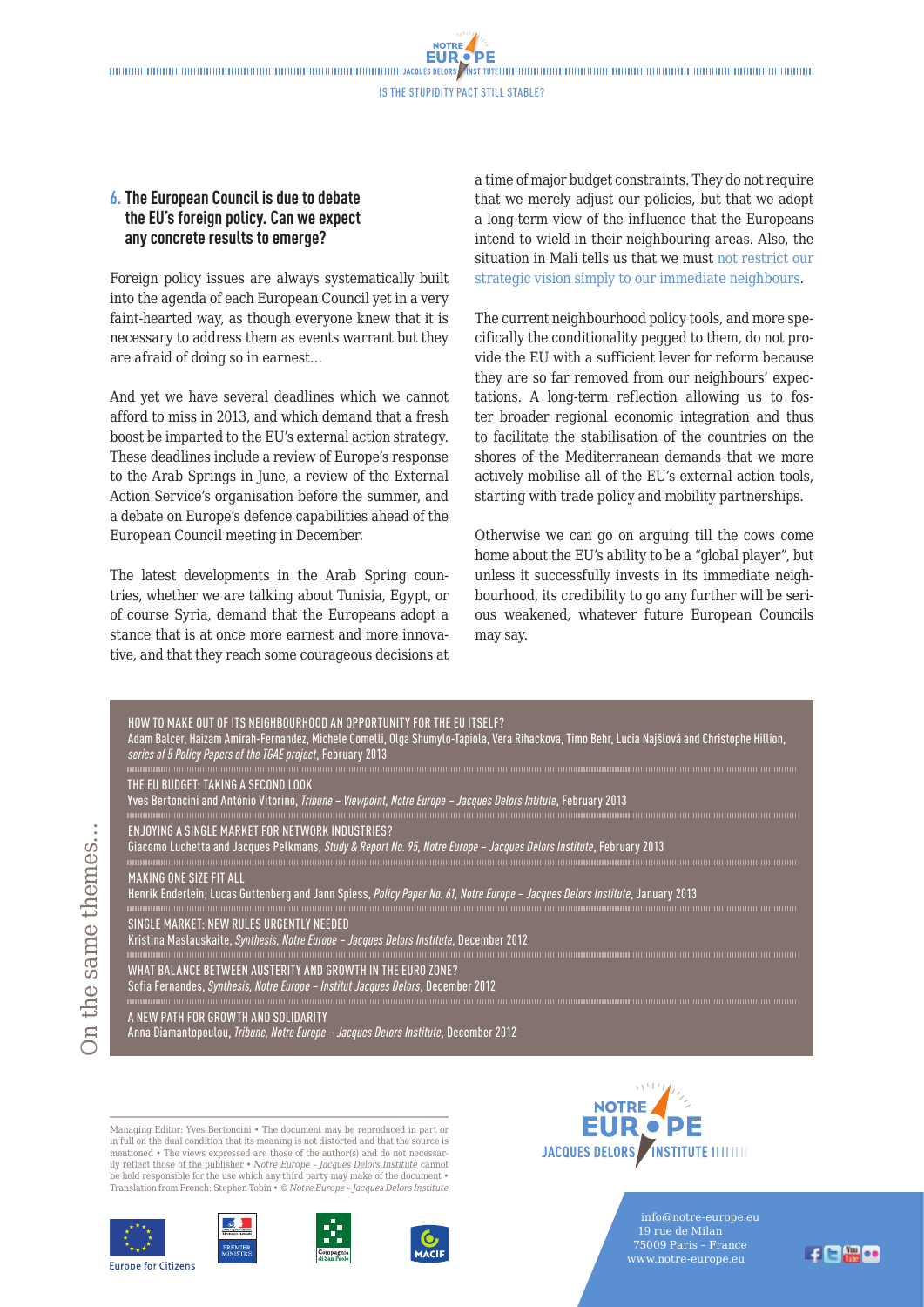## 6. The European Council is due to debate the EU's foreign policy. Can we expect any concrete results to emerge?

Foreign policy issues are always systematically built into the agenda of each European Council yet in a very faint-hearted way, as though everyone knew that it is necessary to address them as events warrant but they are afraid of doing so in earnest…

And yet we have several deadlines which we cannot afford to miss in 2013, and which demand that a fresh boost be imparted to the EU's external action strategy. These deadlines include a review of Europe's response to the Arab Springs in June, a review of the External Action Service's organisation before the summer, and a debate on Europe's defence capabilities ahead of the European Council meeting in December.

The latest developments in the Arab Spring countries, whether we are talking about Tunisia, Egypt, or of course Syria, demand that the Europeans adopt a stance that is at once more earnest and more innovative, and that they reach some courageous decisions at a time of major budget constraints. They do not require that we merely adjust our policies, but that we adopt a long-term view of the influence that the Europeans intend to wield in their neighbouring areas. Also, the situation in Mali tells us that we must not restrict our strategic vision simply to our immediate neighbours.

The current neighbourhood policy tools, and more specifically the conditionality pegged to them, do not provide the EU with a sufficient lever for reform because they are so far removed from our neighbours' expectations. A long-term reflection allowing us to foster broader regional economic integration and thus to facilitate the stabilisation of the countries on the shores of the Mediterranean demands that we more actively mobilise all of the EU's external action tools, starting with trade policy and mobility partnerships.

Otherwise we can go on arguing till the cows come home about the EU's ability to be a "global player", but unless it successfully invests in its immediate neighbourhood, its credibility to go any further will be serious weakened, whatever future European Councils may say.

On the same themes…

HOW TO MAKE OUT OF ITS NEIGHBOURHOOD AN OPPORTUNITY FOR THE EU ITSELF?
Adam Balcer, Haizam Amirah-Fernandez, Michele Comelli, Olga Shumylo-Tapiola, Vera Rihackova, Timo Behr, Lucia Najšlová and Christophe Hillion, *series of 5 Policy Papers of the TGAE project*, February 2013

THE EU BUDGET: TAKING A SECOND LOOK
Yves Bertoncini and António Vitorino, *Tribune – Viewpoint, Notre Europe – Jacques Delors Intitute*, February 2013

ENJOYING A SINGLE MARKET FOR NETWORK INDUSTRIES?
Giacomo Luchetta and Jacques Pelkmans, *Study & Report No. 95, Notre Europe – Jacques Delors Institute*, February 2013

MAKING ONE SIZE FIT ALL
Henrik Enderlein, Lucas Guttenberg and Jann Spiess, *Policy Paper No. 61, Notre Europe – Jacques Delors Institute*, January 2013

SINGLE MARKET: NEW RULES URGENTLY NEEDED
Kristina Maslauskaite, *Synthesis, Notre Europe – Jacques Delors Institute*, December 2012

WHAT BALANCE BETWEEN AUSTERITY AND GROWTH IN THE EURO ZONE?
Sofia Fernandes, *Synthesis, Notre Europe – Institut Jacques Delors*, December 2012

A NEW PATH FOR GROWTH AND SOLIDARITY
Anna Diamantopoulou, *Tribune, Notre Europe – Jacques Delors Institute*, December 2012

Managing Editor: Yves Bertoncini • The document may be reproduced in part or in full on the dual condition that its meaning is not distorted and that the source is mentioned • The views expressed are those of the author(s) and do not necessarily reflect those of the publisher • *Notre Europe – Jacques Delors Institute* cannot be held responsible for the use which any third party may make of the document • Translation from French: Stephen Tobin • © *Notre Europe – Jacques Delors Institute*

info@notre-europe.eu
19 rue de Milan
75009 Paris – France
www.notre-europe.eu